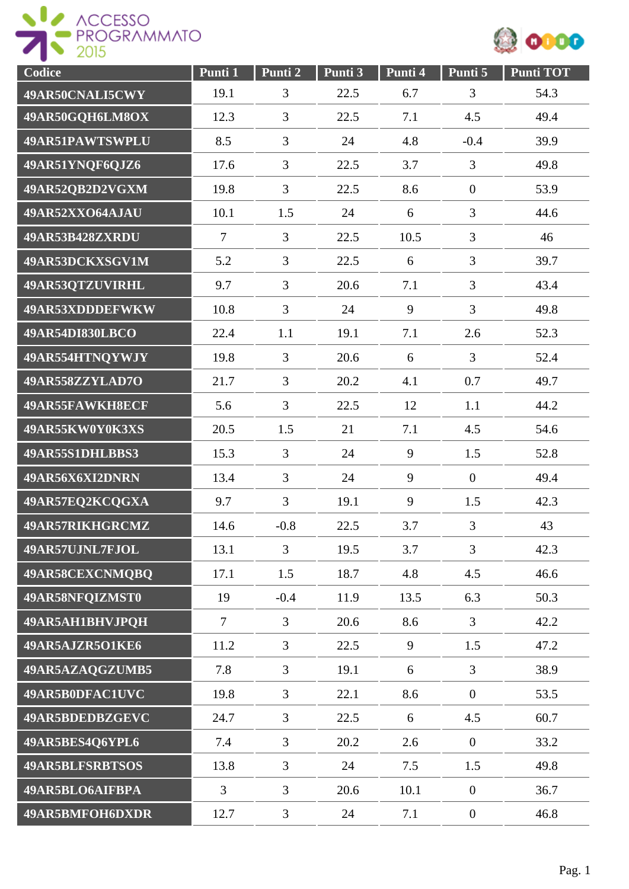ACCESSO PROGRAMMATO 2015

| Codice | Punti 1 | Punti 2 | Punti 3 | Punti 4 | Punti 5 | Punti TOT |
|---|---|---|---|---|---|---|
| 49AR50CNALI5CWY | 19.1 | 3 | 22.5 | 6.7 | 3 | 54.3 |
| 49AR50GQH6LM8OX | 12.3 | 3 | 22.5 | 7.1 | 4.5 | 49.4 |
| 49AR51PAWTSWPLU | 8.5 | 3 | 24 | 4.8 | -0.4 | 39.9 |
| 49AR51YNQF6QJZ6 | 17.6 | 3 | 22.5 | 3.7 | 3 | 49.8 |
| 49AR52QB2D2VGXM | 19.8 | 3 | 22.5 | 8.6 | 0 | 53.9 |
| 49AR52XXO64AJAU | 10.1 | 1.5 | 24 | 6 | 3 | 44.6 |
| 49AR53B428ZXRDU | 7 | 3 | 22.5 | 10.5 | 3 | 46 |
| 49AR53DCKXSGV1M | 5.2 | 3 | 22.5 | 6 | 3 | 39.7 |
| 49AR53QTZUVIRHL | 9.7 | 3 | 20.6 | 7.1 | 3 | 43.4 |
| 49AR53XDDDEFWKW | 10.8 | 3 | 24 | 9 | 3 | 49.8 |
| 49AR54DI830LBCO | 22.4 | 1.1 | 19.1 | 7.1 | 2.6 | 52.3 |
| 49AR554HTNQYWJY | 19.8 | 3 | 20.6 | 6 | 3 | 52.4 |
| 49AR558ZZYLAD7O | 21.7 | 3 | 20.2 | 4.1 | 0.7 | 49.7 |
| 49AR55FAWKH8ECF | 5.6 | 3 | 22.5 | 12 | 1.1 | 44.2 |
| 49AR55KW0Y0K3XS | 20.5 | 1.5 | 21 | 7.1 | 4.5 | 54.6 |
| 49AR55S1DHLBBS3 | 15.3 | 3 | 24 | 9 | 1.5 | 52.8 |
| 49AR56X6XI2DNRN | 13.4 | 3 | 24 | 9 | 0 | 49.4 |
| 49AR57EQ2KCQGXA | 9.7 | 3 | 19.1 | 9 | 1.5 | 42.3 |
| 49AR57RIKHGRCMZ | 14.6 | -0.8 | 22.5 | 3.7 | 3 | 43 |
| 49AR57UJNL7FJOL | 13.1 | 3 | 19.5 | 3.7 | 3 | 42.3 |
| 49AR58CEXCNMQBQ | 17.1 | 1.5 | 18.7 | 4.8 | 4.5 | 46.6 |
| 49AR58NFQIZMST0 | 19 | -0.4 | 11.9 | 13.5 | 6.3 | 50.3 |
| 49AR5AH1BHVJPQH | 7 | 3 | 20.6 | 8.6 | 3 | 42.2 |
| 49AR5AJZR5O1KE6 | 11.2 | 3 | 22.5 | 9 | 1.5 | 47.2 |
| 49AR5AZAQGZUMB5 | 7.8 | 3 | 19.1 | 6 | 3 | 38.9 |
| 49AR5B0DFAC1UVC | 19.8 | 3 | 22.1 | 8.6 | 0 | 53.5 |
| 49AR5BDEDBZGEVC | 24.7 | 3 | 22.5 | 6 | 4.5 | 60.7 |
| 49AR5BES4Q6YPL6 | 7.4 | 3 | 20.2 | 2.6 | 0 | 33.2 |
| 49AR5BLFSRBTSOS | 13.8 | 3 | 24 | 7.5 | 1.5 | 49.8 |
| 49AR5BLO6AIFBPA | 3 | 3 | 20.6 | 10.1 | 0 | 36.7 |
| 49AR5BMFOH6DXDR | 12.7 | 3 | 24 | 7.1 | 0 | 46.8 |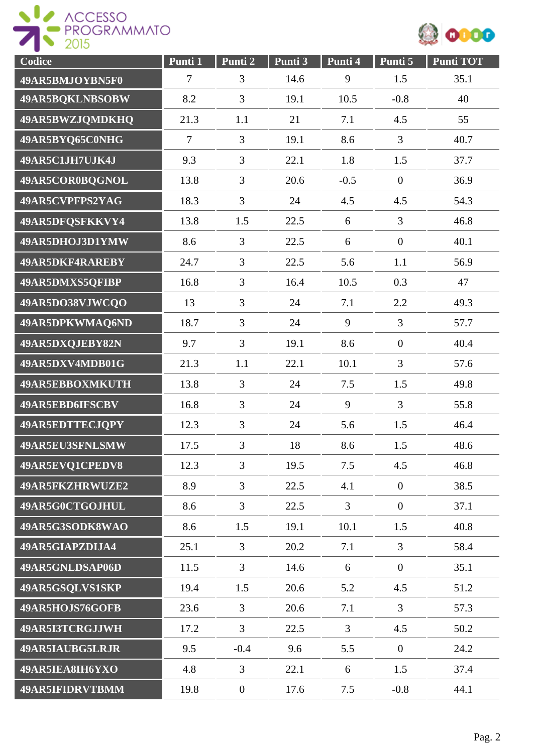| Codice | Punti 1 | Punti 2 | Punti 3 | Punti 4 | Punti 5 | Punti TOT |
|---|---|---|---|---|---|---|
| 49AR5BMJOYBN5F0 | 7 | 3 | 14.6 | 9 | 1.5 | 35.1 |
| 49AR5BQKLNBSOBW | 8.2 | 3 | 19.1 | 10.5 | -0.8 | 40 |
| 49AR5BWZJQMDKHQ | 21.3 | 1.1 | 21 | 7.1 | 4.5 | 55 |
| 49AR5BYQ65C0NHG | 7 | 3 | 19.1 | 8.6 | 3 | 40.7 |
| 49AR5C1JH7UJK4J | 9.3 | 3 | 22.1 | 1.8 | 1.5 | 37.7 |
| 49AR5COR0BQGNOL | 13.8 | 3 | 20.6 | -0.5 | 0 | 36.9 |
| 49AR5CVPFPS2YAG | 18.3 | 3 | 24 | 4.5 | 4.5 | 54.3 |
| 49AR5DFQSFKKVY4 | 13.8 | 1.5 | 22.5 | 6 | 3 | 46.8 |
| 49AR5DHOJ3D1YMW | 8.6 | 3 | 22.5 | 6 | 0 | 40.1 |
| 49AR5DKF4RAREBY | 24.7 | 3 | 22.5 | 5.6 | 1.1 | 56.9 |
| 49AR5DMXS5QFIBP | 16.8 | 3 | 16.4 | 10.5 | 0.3 | 47 |
| 49AR5DO38VJWCQO | 13 | 3 | 24 | 7.1 | 2.2 | 49.3 |
| 49AR5DPKWMAQ6ND | 18.7 | 3 | 24 | 9 | 3 | 57.7 |
| 49AR5DXQJEBY82N | 9.7 | 3 | 19.1 | 8.6 | 0 | 40.4 |
| 49AR5DXV4MDB01G | 21.3 | 1.1 | 22.1 | 10.1 | 3 | 57.6 |
| 49AR5EBBOXMKUTH | 13.8 | 3 | 24 | 7.5 | 1.5 | 49.8 |
| 49AR5EBD6IFSCBV | 16.8 | 3 | 24 | 9 | 3 | 55.8 |
| 49AR5EDTTECJQPY | 12.3 | 3 | 24 | 5.6 | 1.5 | 46.4 |
| 49AR5EU3SFNLSMW | 17.5 | 3 | 18 | 8.6 | 1.5 | 48.6 |
| 49AR5EVQ1CPEDV8 | 12.3 | 3 | 19.5 | 7.5 | 4.5 | 46.8 |
| 49AR5FKZHRWUZE2 | 8.9 | 3 | 22.5 | 4.1 | 0 | 38.5 |
| 49AR5G0CTGOJHUL | 8.6 | 3 | 22.5 | 3 | 0 | 37.1 |
| 49AR5G3SODK8WAO | 8.6 | 1.5 | 19.1 | 10.1 | 1.5 | 40.8 |
| 49AR5GIAPZDIJA4 | 25.1 | 3 | 20.2 | 7.1 | 3 | 58.4 |
| 49AR5GNLDSAP06D | 11.5 | 3 | 14.6 | 6 | 0 | 35.1 |
| 49AR5GSQLVS1SKP | 19.4 | 1.5 | 20.6 | 5.2 | 4.5 | 51.2 |
| 49AR5HOJS76GOFB | 23.6 | 3 | 20.6 | 7.1 | 3 | 57.3 |
| 49AR5I3TCRGJJWH | 17.2 | 3 | 22.5 | 3 | 4.5 | 50.2 |
| 49AR5IAUBG5LRJR | 9.5 | -0.4 | 9.6 | 5.5 | 0 | 24.2 |
| 49AR5IEA8IH6YXO | 4.8 | 3 | 22.1 | 6 | 1.5 | 37.4 |
| 49AR5IFIDRVTBMM | 19.8 | 0 | 17.6 | 7.5 | -0.8 | 44.1 |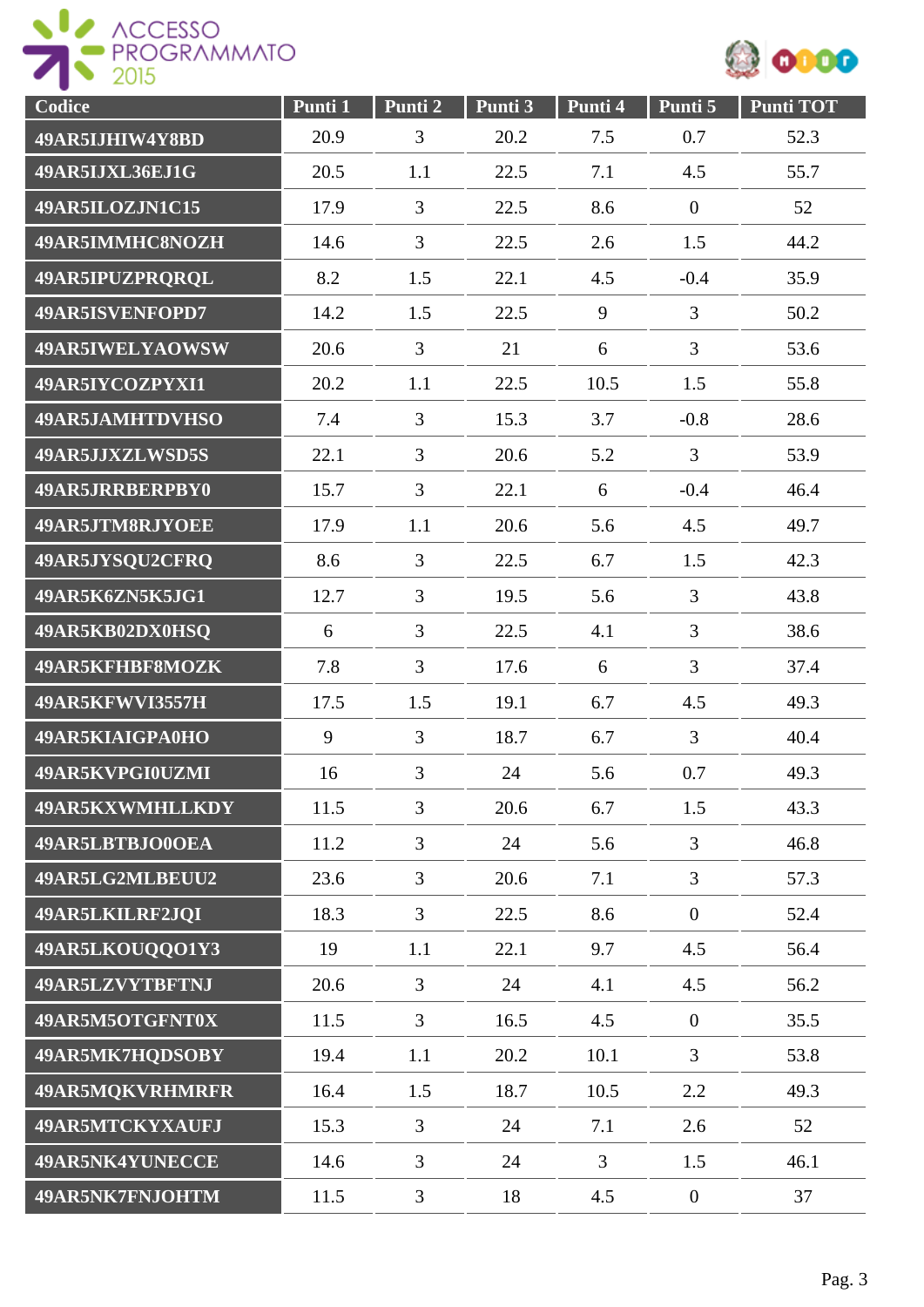| Codice | Punti 1 | Punti 2 | Punti 3 | Punti 4 | Punti 5 | Punti TOT |
|---|---|---|---|---|---|---|
| 49AR5IJHIW4Y8BD | 20.9 | 3 | 20.2 | 7.5 | 0.7 | 52.3 |
| 49AR5IJXL36EJ1G | 20.5 | 1.1 | 22.5 | 7.1 | 4.5 | 55.7 |
| 49AR5ILOZJN1C15 | 17.9 | 3 | 22.5 | 8.6 | 0 | 52 |
| 49AR5IMMHC8NOZH | 14.6 | 3 | 22.5 | 2.6 | 1.5 | 44.2 |
| 49AR5IPUZPRQRQL | 8.2 | 1.5 | 22.1 | 4.5 | -0.4 | 35.9 |
| 49AR5ISVENFOPD7 | 14.2 | 1.5 | 22.5 | 9 | 3 | 50.2 |
| 49AR5IWELYAOWSW | 20.6 | 3 | 21 | 6 | 3 | 53.6 |
| 49AR5IYCOZPYXI1 | 20.2 | 1.1 | 22.5 | 10.5 | 1.5 | 55.8 |
| 49AR5JAMHTDVHSO | 7.4 | 3 | 15.3 | 3.7 | -0.8 | 28.6 |
| 49AR5JJXZLWSD5S | 22.1 | 3 | 20.6 | 5.2 | 3 | 53.9 |
| 49AR5JRRBERPBY0 | 15.7 | 3 | 22.1 | 6 | -0.4 | 46.4 |
| 49AR5JTM8RJYOEE | 17.9 | 1.1 | 20.6 | 5.6 | 4.5 | 49.7 |
| 49AR5JYSQU2CFRQ | 8.6 | 3 | 22.5 | 6.7 | 1.5 | 42.3 |
| 49AR5K6ZN5K5JG1 | 12.7 | 3 | 19.5 | 5.6 | 3 | 43.8 |
| 49AR5KB02DX0HSQ | 6 | 3 | 22.5 | 4.1 | 3 | 38.6 |
| 49AR5KFHBF8MOZK | 7.8 | 3 | 17.6 | 6 | 3 | 37.4 |
| 49AR5KFWVI3557H | 17.5 | 1.5 | 19.1 | 6.7 | 4.5 | 49.3 |
| 49AR5KIAIGPA0HO | 9 | 3 | 18.7 | 6.7 | 3 | 40.4 |
| 49AR5KVPGI0UZMI | 16 | 3 | 24 | 5.6 | 0.7 | 49.3 |
| 49AR5KXWMHLLKDY | 11.5 | 3 | 20.6 | 6.7 | 1.5 | 43.3 |
| 49AR5LBTBJO0OEA | 11.2 | 3 | 24 | 5.6 | 3 | 46.8 |
| 49AR5LG2MLBEUU2 | 23.6 | 3 | 20.6 | 7.1 | 3 | 57.3 |
| 49AR5LKILRF2JQI | 18.3 | 3 | 22.5 | 8.6 | 0 | 52.4 |
| 49AR5LKOUQQO1Y3 | 19 | 1.1 | 22.1 | 9.7 | 4.5 | 56.4 |
| 49AR5LZVYTBFTNJ | 20.6 | 3 | 24 | 4.1 | 4.5 | 56.2 |
| 49AR5M5OTGFNT0X | 11.5 | 3 | 16.5 | 4.5 | 0 | 35.5 |
| 49AR5MK7HQDSOBY | 19.4 | 1.1 | 20.2 | 10.1 | 3 | 53.8 |
| 49AR5MQKVRHMRFR | 16.4 | 1.5 | 18.7 | 10.5 | 2.2 | 49.3 |
| 49AR5MTCKYXAUFJ | 15.3 | 3 | 24 | 7.1 | 2.6 | 52 |
| 49AR5NK4YUNECCE | 14.6 | 3 | 24 | 3 | 1.5 | 46.1 |
| 49AR5NK7FNJOHTM | 11.5 | 3 | 18 | 4.5 | 0 | 37 |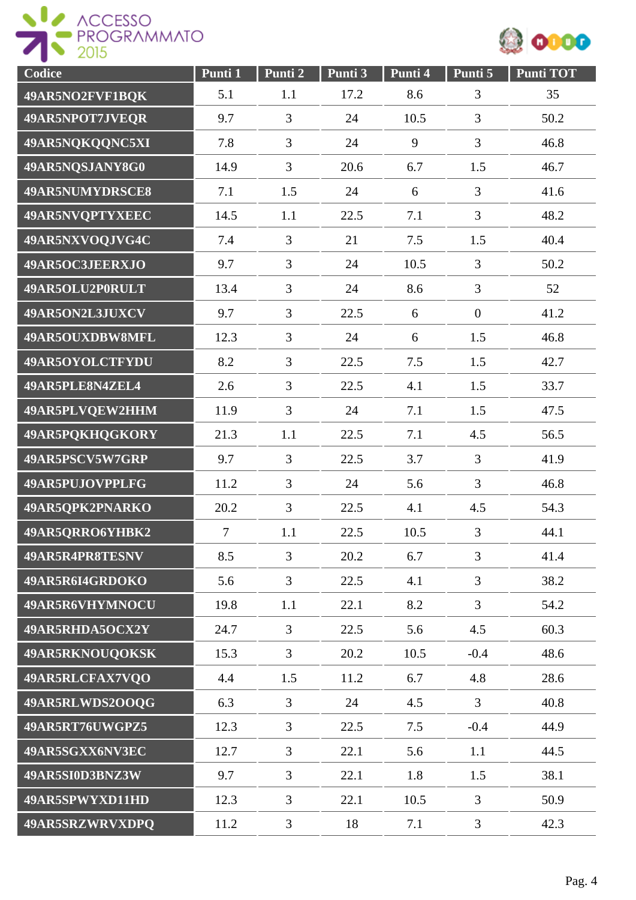| Codice | Punti 1 | Punti 2 | Punti 3 | Punti 4 | Punti 5 | Punti TOT |
|---|---|---|---|---|---|---|
| 49AR5NO2FVF1BQK | 5.1 | 1.1 | 17.2 | 8.6 | 3 | 35 |
| 49AR5NPOT7JVEQR | 9.7 | 3 | 24 | 10.5 | 3 | 50.2 |
| 49AR5NQKQQNC5XI | 7.8 | 3 | 24 | 9 | 3 | 46.8 |
| 49AR5NQSJANY8G0 | 14.9 | 3 | 20.6 | 6.7 | 1.5 | 46.7 |
| 49AR5NUMYDRSCE8 | 7.1 | 1.5 | 24 | 6 | 3 | 41.6 |
| 49AR5NVQPTYXEEC | 14.5 | 1.1 | 22.5 | 7.1 | 3 | 48.2 |
| 49AR5NXVOQJVG4C | 7.4 | 3 | 21 | 7.5 | 1.5 | 40.4 |
| 49AR5OC3JEERXJO | 9.7 | 3 | 24 | 10.5 | 3 | 50.2 |
| 49AR5OLU2P0RULT | 13.4 | 3 | 24 | 8.6 | 3 | 52 |
| 49AR5ON2L3JUXCV | 9.7 | 3 | 22.5 | 6 | 0 | 41.2 |
| 49AR5OUXDBW8MFL | 12.3 | 3 | 24 | 6 | 1.5 | 46.8 |
| 49AR5OYOLCTFYDU | 8.2 | 3 | 22.5 | 7.5 | 1.5 | 42.7 |
| 49AR5PLE8N4ZEL4 | 2.6 | 3 | 22.5 | 4.1 | 1.5 | 33.7 |
| 49AR5PLVQEW2HHM | 11.9 | 3 | 24 | 7.1 | 1.5 | 47.5 |
| 49AR5PQKHQGKORY | 21.3 | 1.1 | 22.5 | 7.1 | 4.5 | 56.5 |
| 49AR5PSCV5W7GRP | 9.7 | 3 | 22.5 | 3.7 | 3 | 41.9 |
| 49AR5PUJOVPPLFG | 11.2 | 3 | 24 | 5.6 | 3 | 46.8 |
| 49AR5QPK2PNARKO | 20.2 | 3 | 22.5 | 4.1 | 4.5 | 54.3 |
| 49AR5QRRO6YHBK2 | 7 | 1.1 | 22.5 | 10.5 | 3 | 44.1 |
| 49AR5R4PR8TESNV | 8.5 | 3 | 20.2 | 6.7 | 3 | 41.4 |
| 49AR5R6I4GRDOKO | 5.6 | 3 | 22.5 | 4.1 | 3 | 38.2 |
| 49AR5R6VHYMNOCU | 19.8 | 1.1 | 22.1 | 8.2 | 3 | 54.2 |
| 49AR5RHDA5OCX2Y | 24.7 | 3 | 22.5 | 5.6 | 4.5 | 60.3 |
| 49AR5RKNOUQOKSK | 15.3 | 3 | 20.2 | 10.5 | -0.4 | 48.6 |
| 49AR5RLCFAX7VQO | 4.4 | 1.5 | 11.2 | 6.7 | 4.8 | 28.6 |
| 49AR5RLWDS2OOQG | 6.3 | 3 | 24 | 4.5 | 3 | 40.8 |
| 49AR5RT76UWGPZ5 | 12.3 | 3 | 22.5 | 7.5 | -0.4 | 44.9 |
| 49AR5SGXX6NV3EC | 12.7 | 3 | 22.1 | 5.6 | 1.1 | 44.5 |
| 49AR5SI0D3BNZ3W | 9.7 | 3 | 22.1 | 1.8 | 1.5 | 38.1 |
| 49AR5SPWYXD11HD | 12.3 | 3 | 22.1 | 10.5 | 3 | 50.9 |
| 49AR5SRZWRVXDPQ | 11.2 | 3 | 18 | 7.1 | 3 | 42.3 |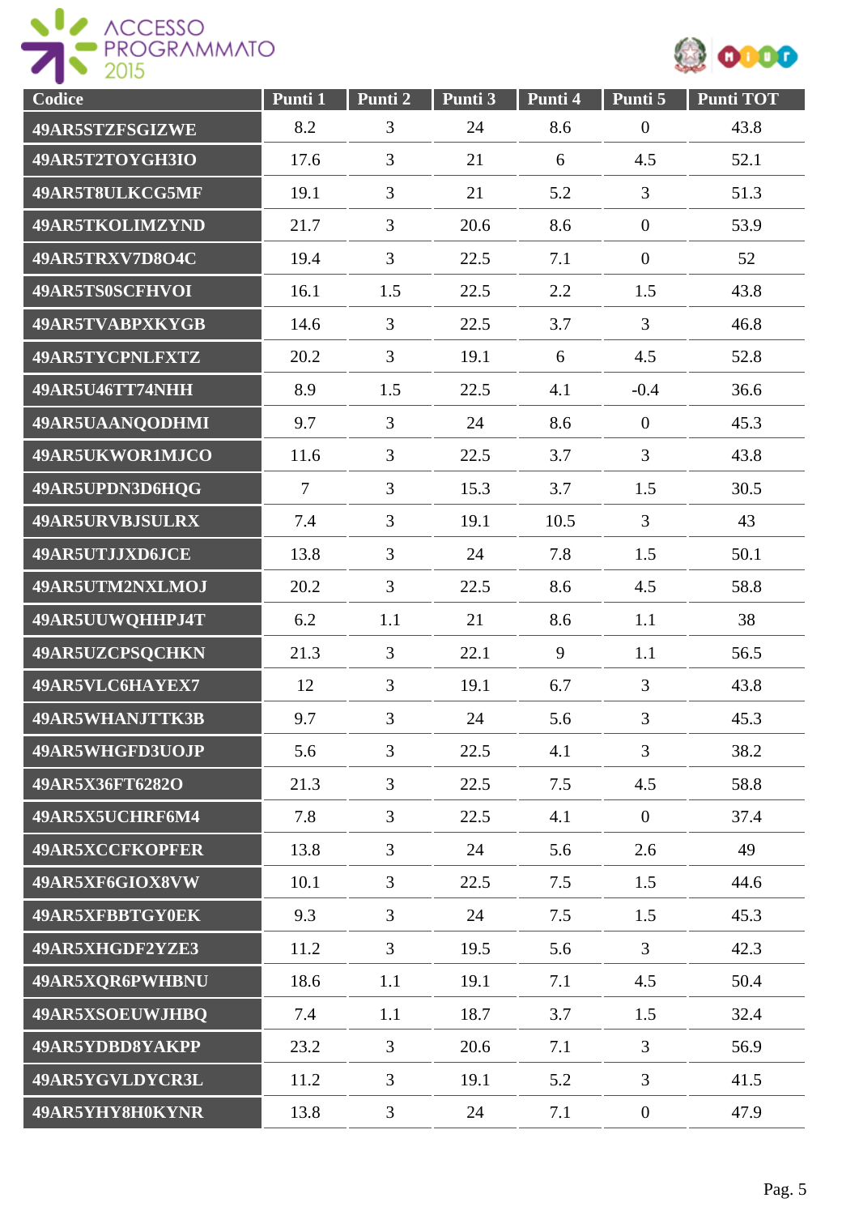| Codice | Punti 1 | Punti 2 | Punti 3 | Punti 4 | Punti 5 | Punti TOT |
|---|---|---|---|---|---|---|
| 49AR5STZFSGIZWE | 8.2 | 3 | 24 | 8.6 | 0 | 43.8 |
| 49AR5T2TOYGH3IO | 17.6 | 3 | 21 | 6 | 4.5 | 52.1 |
| 49AR5T8ULKCG5MF | 19.1 | 3 | 21 | 5.2 | 3 | 51.3 |
| 49AR5TKOLIMZYND | 21.7 | 3 | 20.6 | 8.6 | 0 | 53.9 |
| 49AR5TRXV7D8O4C | 19.4 | 3 | 22.5 | 7.1 | 0 | 52 |
| 49AR5TS0SCFHVOI | 16.1 | 1.5 | 22.5 | 2.2 | 1.5 | 43.8 |
| 49AR5TVABPXKYGB | 14.6 | 3 | 22.5 | 3.7 | 3 | 46.8 |
| 49AR5TYCPNLFXTZ | 20.2 | 3 | 19.1 | 6 | 4.5 | 52.8 |
| 49AR5U46TT74NHH | 8.9 | 1.5 | 22.5 | 4.1 | -0.4 | 36.6 |
| 49AR5UAANQODHMI | 9.7 | 3 | 24 | 8.6 | 0 | 45.3 |
| 49AR5UKWOR1MJCO | 11.6 | 3 | 22.5 | 3.7 | 3 | 43.8 |
| 49AR5UPDN3D6HQG | 7 | 3 | 15.3 | 3.7 | 1.5 | 30.5 |
| 49AR5URVBJSULRX | 7.4 | 3 | 19.1 | 10.5 | 3 | 43 |
| 49AR5UTJJXD6JCE | 13.8 | 3 | 24 | 7.8 | 1.5 | 50.1 |
| 49AR5UTM2NXLMOJ | 20.2 | 3 | 22.5 | 8.6 | 4.5 | 58.8 |
| 49AR5UUWQHHPJ4T | 6.2 | 1.1 | 21 | 8.6 | 1.1 | 38 |
| 49AR5UZCPSQCHKN | 21.3 | 3 | 22.1 | 9 | 1.1 | 56.5 |
| 49AR5VLC6HAYEX7 | 12 | 3 | 19.1 | 6.7 | 3 | 43.8 |
| 49AR5WHANJTTK3B | 9.7 | 3 | 24 | 5.6 | 3 | 45.3 |
| 49AR5WHGFD3UOJP | 5.6 | 3 | 22.5 | 4.1 | 3 | 38.2 |
| 49AR5X36FT6282O | 21.3 | 3 | 22.5 | 7.5 | 4.5 | 58.8 |
| 49AR5X5UCHRF6M4 | 7.8 | 3 | 22.5 | 4.1 | 0 | 37.4 |
| 49AR5XCCFKOPFER | 13.8 | 3 | 24 | 5.6 | 2.6 | 49 |
| 49AR5XF6GIOX8VW | 10.1 | 3 | 22.5 | 7.5 | 1.5 | 44.6 |
| 49AR5XFBBTGY0EK | 9.3 | 3 | 24 | 7.5 | 1.5 | 45.3 |
| 49AR5XHGDF2YZE3 | 11.2 | 3 | 19.5 | 5.6 | 3 | 42.3 |
| 49AR5XQR6PWHBNU | 18.6 | 1.1 | 19.1 | 7.1 | 4.5 | 50.4 |
| 49AR5XSOEUWJHBQ | 7.4 | 1.1 | 18.7 | 3.7 | 1.5 | 32.4 |
| 49AR5YDBD8YAKPP | 23.2 | 3 | 20.6 | 7.1 | 3 | 56.9 |
| 49AR5YGVLDYCR3L | 11.2 | 3 | 19.1 | 5.2 | 3 | 41.5 |
| 49AR5YHY8H0KYNR | 13.8 | 3 | 24 | 7.1 | 0 | 47.9 |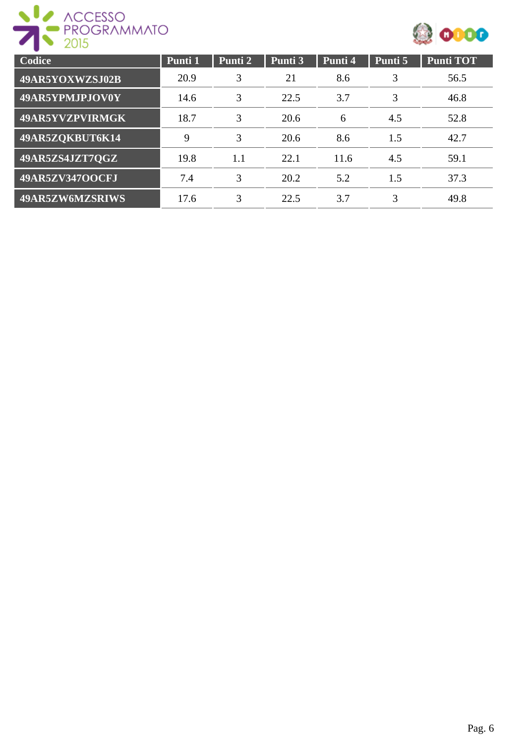| Codice | Punti 1 | Punti 2 | Punti 3 | Punti 4 | Punti 5 | Punti TOT |
|---|---|---|---|---|---|---|
| 49AR5YOXWZSJ02B | 20.9 | 3 | 21 | 8.6 | 3 | 56.5 |
| 49AR5YPMJPJOV0Y | 14.6 | 3 | 22.5 | 3.7 | 3 | 46.8 |
| 49AR5YVZPVIRMGK | 18.7 | 3 | 20.6 | 6 | 4.5 | 52.8 |
| 49AR5ZQKBUT6K14 | 9 | 3 | 20.6 | 8.6 | 1.5 | 42.7 |
| 49AR5ZS4JZT7QGZ | 19.8 | 1.1 | 22.1 | 11.6 | 4.5 | 59.1 |
| 49AR5ZV347OOCFJ | 7.4 | 3 | 20.2 | 5.2 | 1.5 | 37.3 |
| 49AR5ZW6MZSRIWS | 17.6 | 3 | 22.5 | 3.7 | 3 | 49.8 |